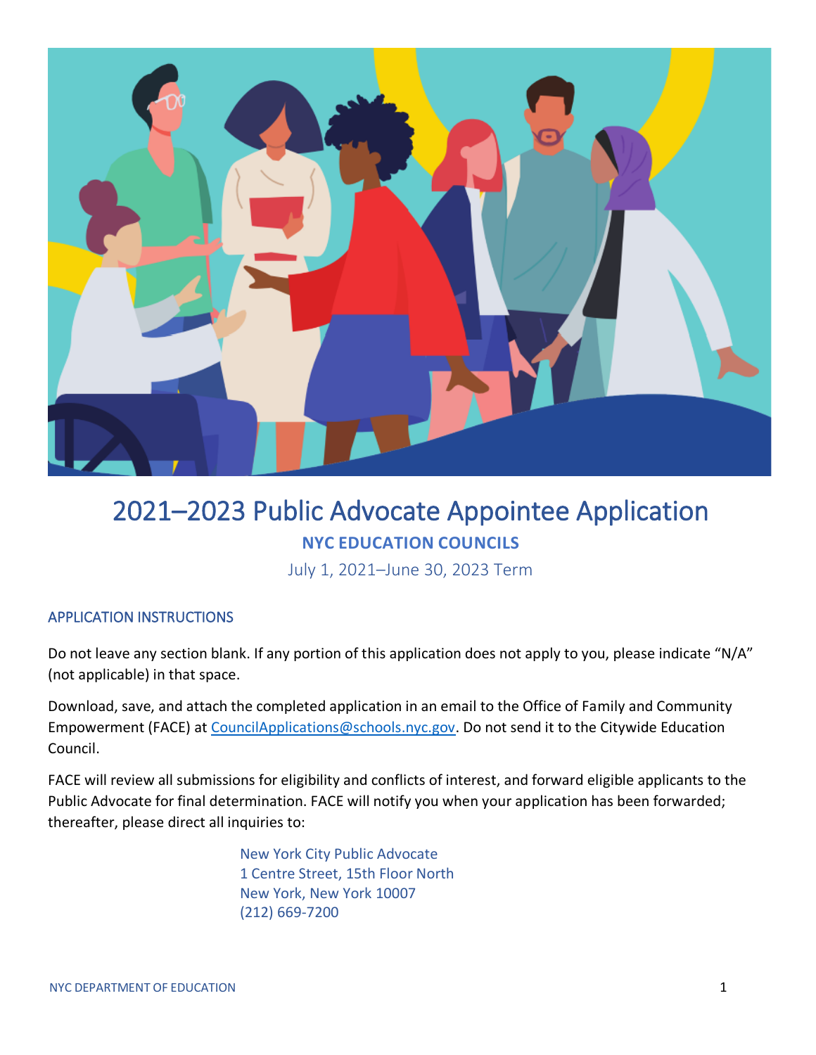# 2021–2023 Public Advocate Appointee Application

## NYC EDUCATION COUNCILS

July 1, 2021–June 30, 2023 Term

### APPLICATION INSTRUCTIONS

Do not leave any section blank. If any portion of this application does not apply to you, please indicate "N/A" (not applicable) in that space.

Download, save, and attach the completed application in an email to the Office of Family and Community Empowerment (FACE) at CouncilApplications@schools.nyc.gov. Do not send it to the Citywide Education Council.

FACE will review all submissions for eligibility and conflicts of interest, and forward eligible applicants to the Public Advocate for final determination. FACE will notify you when your application has been forwarded; thereafter, please direct all inquiries to:

New York City Public Advocate
1 Centre Street, 15th Floor North
New York, New York 10007
(212) 669-7200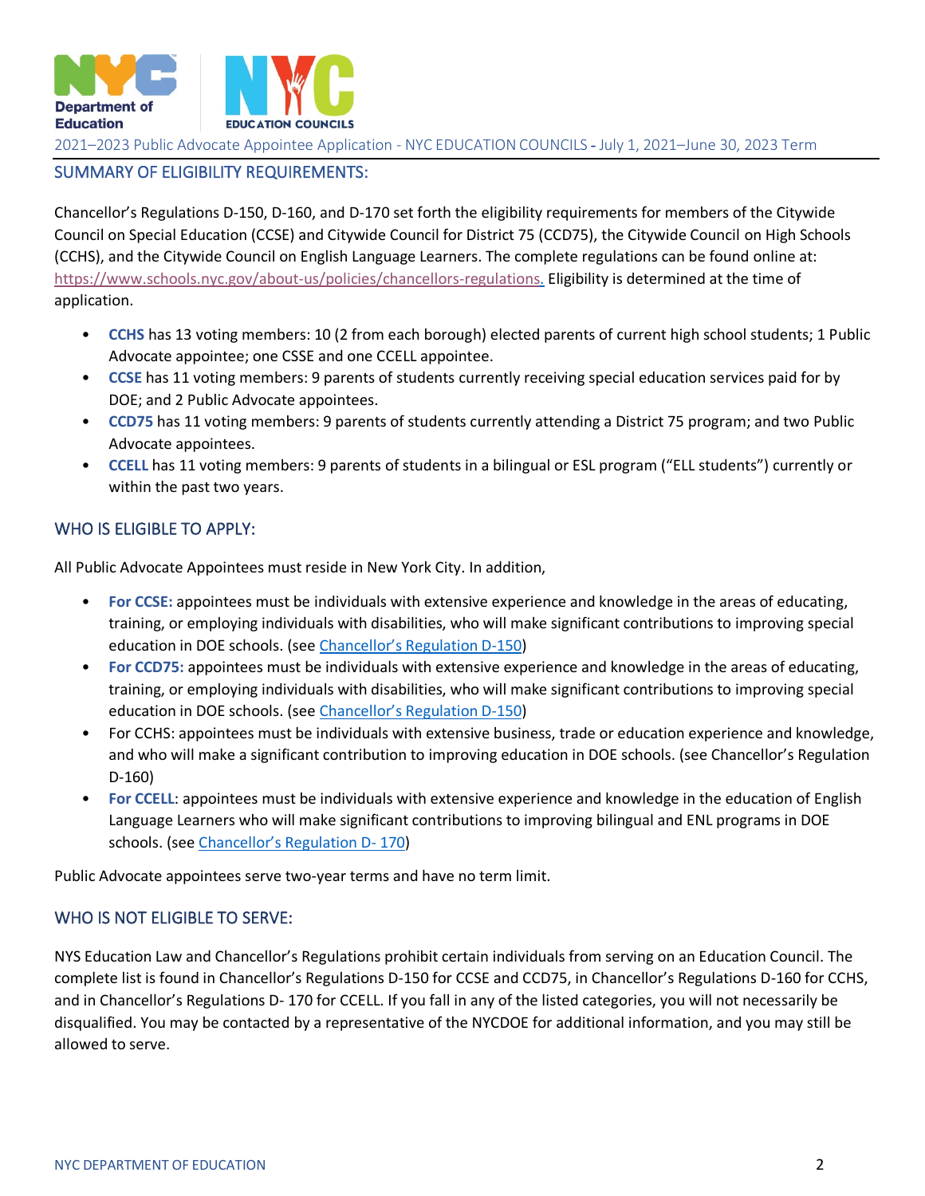2021–2023 Public Advocate Appointee Application - NYC EDUCATION COUNCILS - July 1, 2021–June 30, 2023 Term

## SUMMARY OF ELIGIBILITY REQUIREMENTS:

Chancellor's Regulations D-150, D-160, and D-170 set forth the eligibility requirements for members of the Citywide Council on Special Education (CCSE) and Citywide Council for District 75 (CCD75), the Citywide Council on High Schools (CCHS), and the Citywide Council on English Language Learners. The complete regulations can be found online at: https://www.schools.nyc.gov/about-us/policies/chancellors-regulations. Eligibility is determined at the time of application.

- **CCHS** has 13 voting members: 10 (2 from each borough) elected parents of current high school students; 1 Public Advocate appointee; one CSSE and one CCELL appointee.
- **CCSE** has 11 voting members: 9 parents of students currently receiving special education services paid for by DOE; and 2 Public Advocate appointees.
- **CCD75** has 11 voting members: 9 parents of students currently attending a District 75 program; and two Public Advocate appointees.
- **CCELL** has 11 voting members: 9 parents of students in a bilingual or ESL program ("ELL students") currently or within the past two years.

## WHO IS ELIGIBLE TO APPLY:

All Public Advocate Appointees must reside in New York City. In addition,

- **For CCSE:** appointees must be individuals with extensive experience and knowledge in the areas of educating, training, or employing individuals with disabilities, who will make significant contributions to improving special education in DOE schools. (see Chancellor's Regulation D-150)
- **For CCD75:** appointees must be individuals with extensive experience and knowledge in the areas of educating, training, or employing individuals with disabilities, who will make significant contributions to improving special education in DOE schools. (see Chancellor's Regulation D-150)
- For CCHS: appointees must be individuals with extensive business, trade or education experience and knowledge, and who will make a significant contribution to improving education in DOE schools. (see Chancellor's Regulation D-160)
- **For CCELL**: appointees must be individuals with extensive experience and knowledge in the education of English Language Learners who will make significant contributions to improving bilingual and ENL programs in DOE schools. (see Chancellor's Regulation D- 170)

Public Advocate appointees serve two-year terms and have no term limit.

## WHO IS NOT ELIGIBLE TO SERVE:

NYS Education Law and Chancellor's Regulations prohibit certain individuals from serving on an Education Council. The complete list is found in Chancellor's Regulations D-150 for CCSE and CCD75, in Chancellor's Regulations D-160 for CCHS, and in Chancellor's Regulations D- 170 for CCELL. If you fall in any of the listed categories, you will not necessarily be disqualified. You may be contacted by a representative of the NYCDOE for additional information, and you may still be allowed to serve.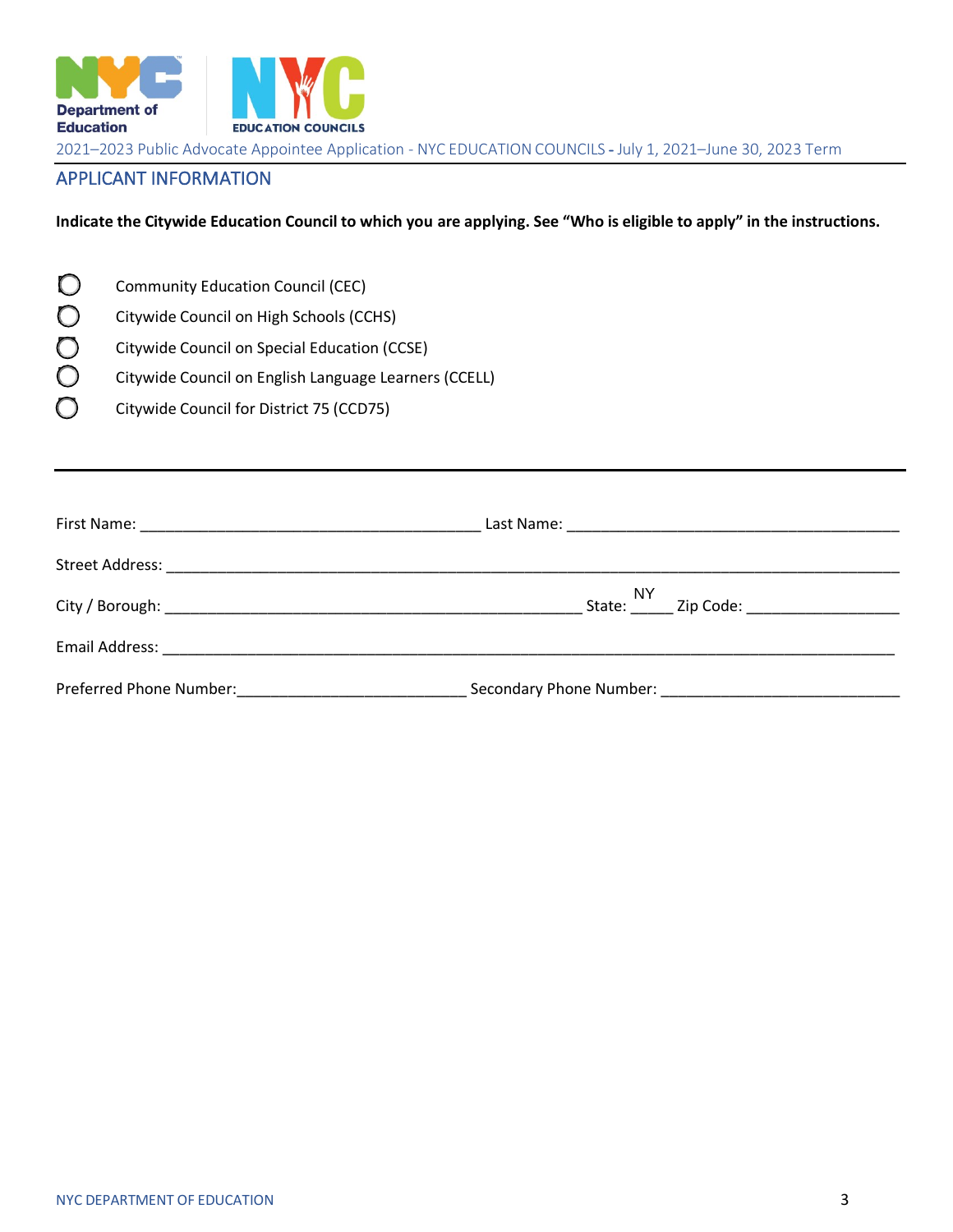2021–2023 Public Advocate Appointee Application - NYC EDUCATION COUNCILS - July 1, 2021–June 30, 2023 Term

## APPLICANT INFORMATION

**Indicate the Citywide Education Council to which you are applying. See "Who is eligible to apply" in the instructions.**

- ◯ Community Education Council (CEC)
- ◯ Citywide Council on High Schools (CCHS)
- ◯ Citywide Council on Special Education (CCSE)
- ◯ Citywide Council on English Language Learners (CCELL)
- ◯ Citywide Council for District 75 (CCD75)

---

First Name: _______________________________________ Last Name: _______________________________________

Street Address: ______________________________________________________________________________________

City / Borough: _______________________________________________ State: NY Zip Code: _________________

Email Address: _______________________________________________________________________________________

Preferred Phone Number: __________________________ Secondary Phone Number: ___________________________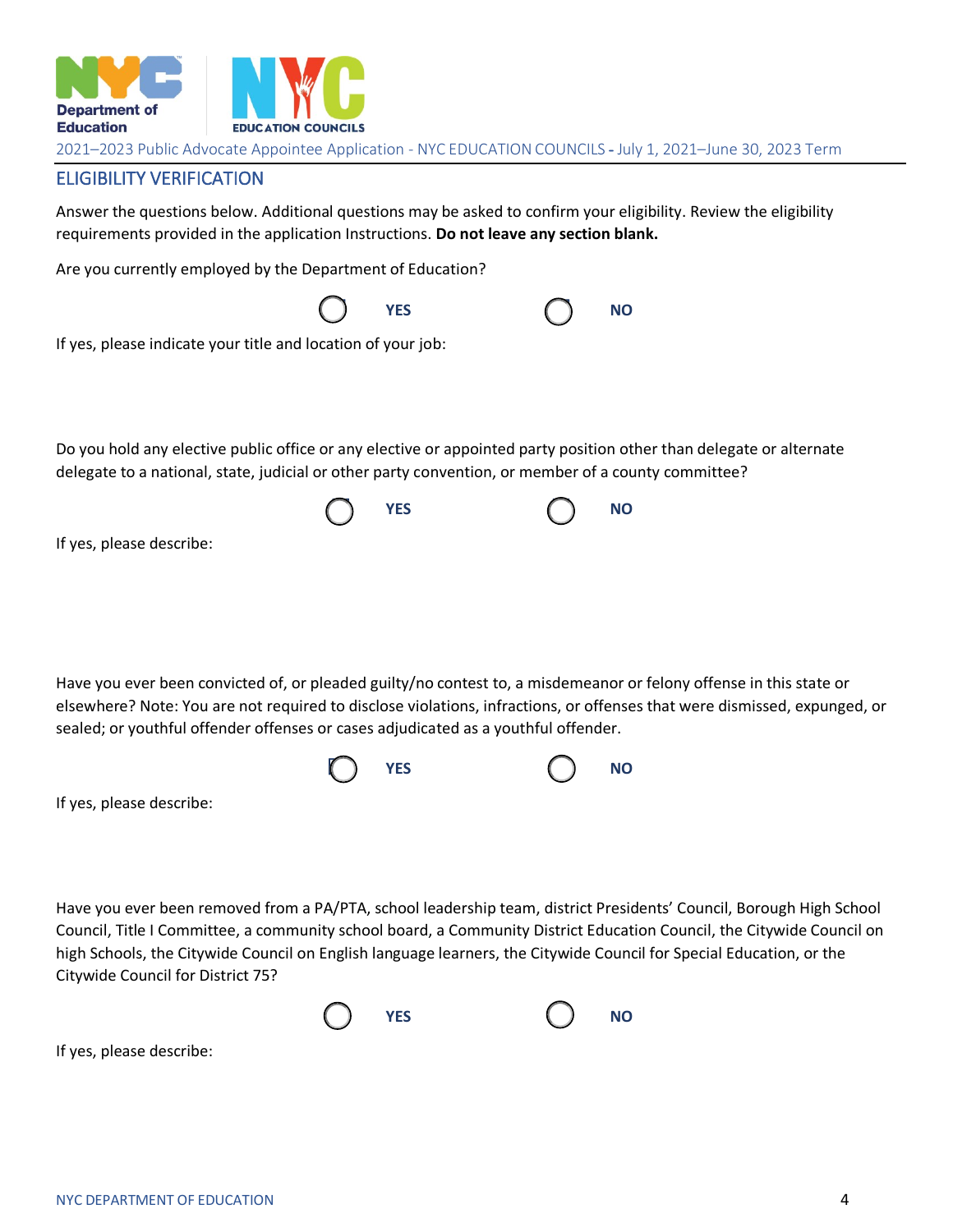2021–2023 Public Advocate Appointee Application - NYC EDUCATION COUNCILS - July 1, 2021–June 30, 2023 Term

## ELIGIBILITY VERIFICATION

Answer the questions below. Additional questions may be asked to confirm your eligibility. Review the eligibility requirements provided in the application Instructions. **Do not leave any section blank.**

Are you currently employed by the Department of Education?

◯ **YES** ◯ **NO**

If yes, please indicate your title and location of your job:

Do you hold any elective public office or any elective or appointed party position other than delegate or alternate delegate to a national, state, judicial or other party convention, or member of a county committee?

◯ **YES** ◯ **NO**

If yes, please describe:

Have you ever been convicted of, or pleaded guilty/no contest to, a misdemeanor or felony offense in this state or elsewhere? Note: You are not required to disclose violations, infractions, or offenses that were dismissed, expunged, or sealed; or youthful offender offenses or cases adjudicated as a youthful offender.

◯ **YES** ◯ **NO**

If yes, please describe:

Have you ever been removed from a PA/PTA, school leadership team, district Presidents' Council, Borough High School Council, Title I Committee, a community school board, a Community District Education Council, the Citywide Council on high Schools, the Citywide Council on English language learners, the Citywide Council for Special Education, or the Citywide Council for District 75?

◯ **YES** ◯ **NO**

If yes, please describe: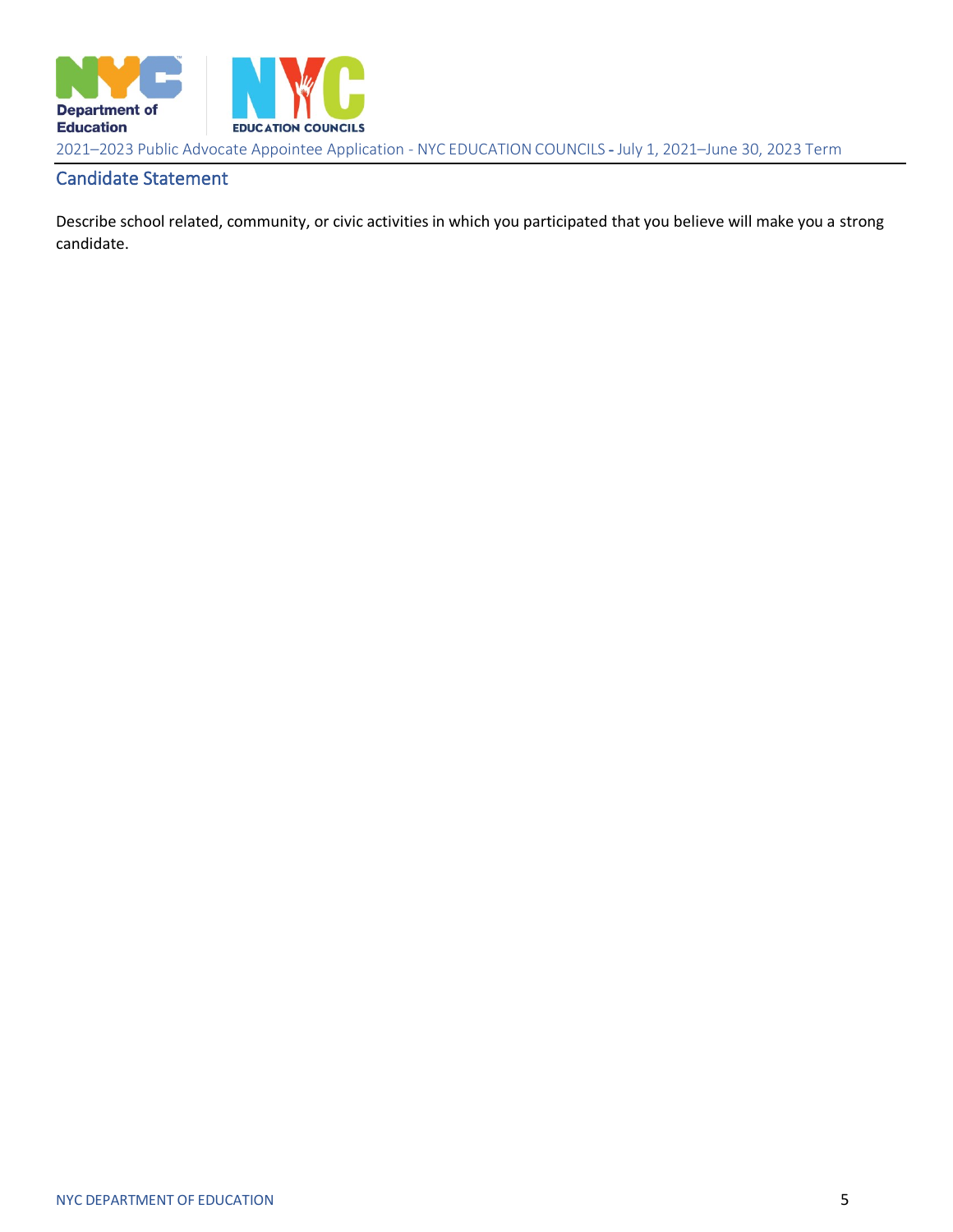## Candidate Statement

Describe school related, community, or civic activities in which you participated that you believe will make you a strong candidate.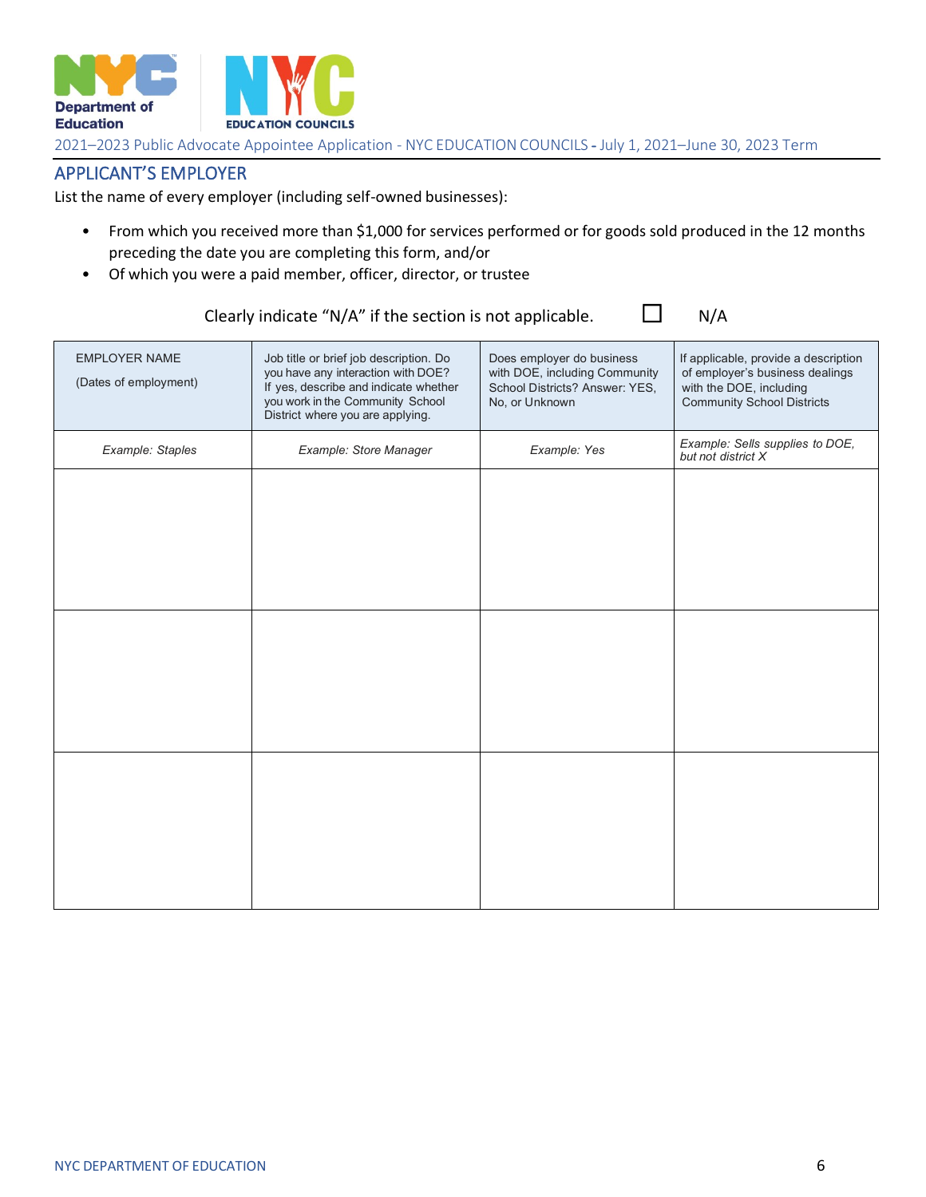2021–2023 Public Advocate Appointee Application - NYC EDUCATION COUNCILS - July 1, 2021–June 30, 2023 Term

## APPLICANT'S EMPLOYER

List the name of every employer (including self-owned businesses):

- From which you received more than $1,000 for services performed or for goods sold produced in the 12 months preceding the date you are completing this form, and/or
- Of which you were a paid member, officer, director, or trustee

Clearly indicate "N/A" if the section is not applicable. ☐ N/A

| EMPLOYER NAME (Dates of employment) | Job title or brief job description. Do you have any interaction with DOE? If yes, describe and indicate whether you work in the Community School District where you are applying. | Does employer do business with DOE, including Community School Districts? Answer: YES, No, or Unknown | If applicable, provide a description of employer's business dealings with the DOE, including Community School Districts |
|---|---|---|---|
| *Example: Staples* | *Example: Store Manager* | *Example: Yes* | *Example: Sells supplies to DOE, but not district X* |
| | | | |
| | | | |
| | | | |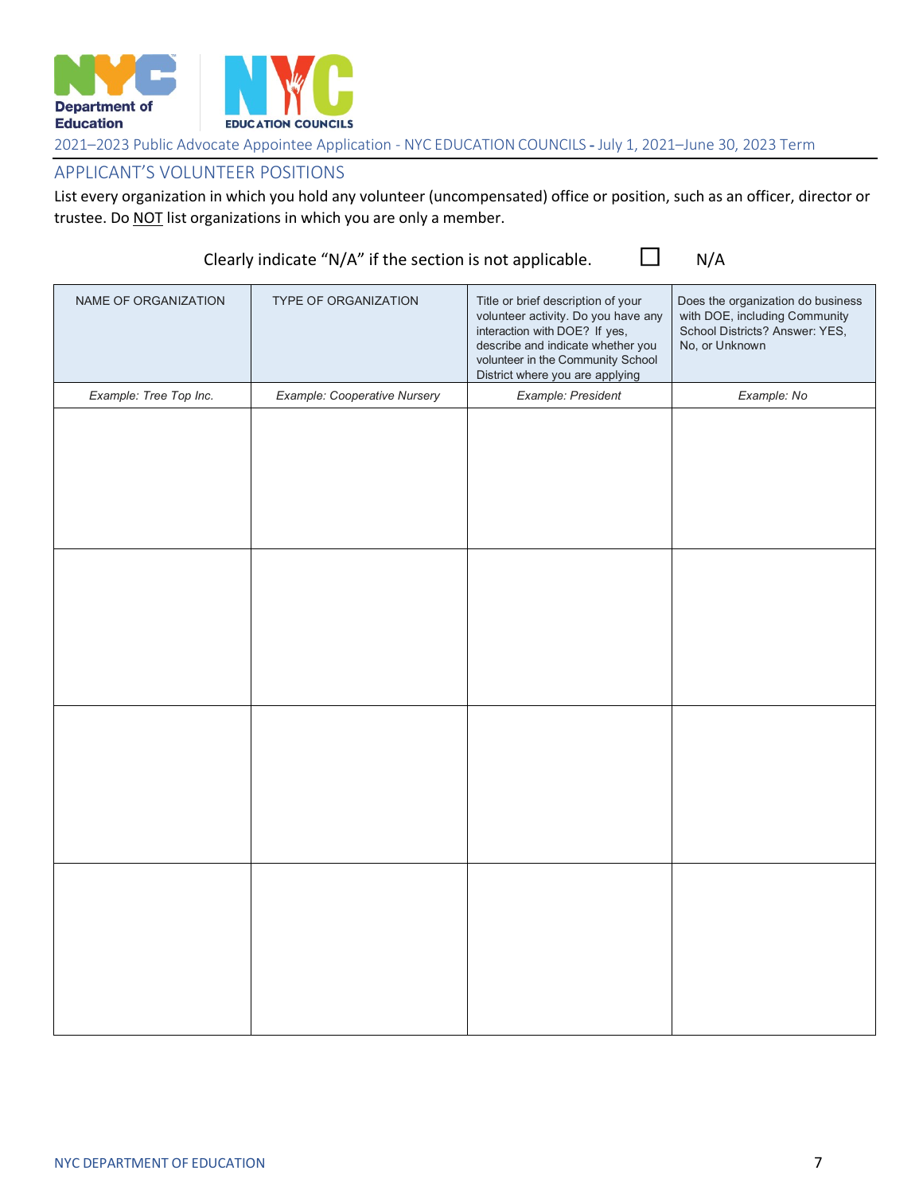## APPLICANT'S VOLUNTEER POSITIONS

List every organization in which you hold any volunteer (uncompensated) office or position, such as an officer, director or trustee. Do NOT list organizations in which you are only a member.

Clearly indicate "N/A" if the section is not applicable. ☐ N/A

| NAME OF ORGANIZATION | TYPE OF ORGANIZATION | Title or brief description of your volunteer activity. Do you have any interaction with DOE? If yes, describe and indicate whether you volunteer in the Community School District where you are applying | Does the organization do business with DOE, including Community School Districts? Answer: YES, No, or Unknown |
|---|---|---|---|
| *Example: Tree Top Inc.* | *Example: Cooperative Nursery* | *Example: President* | *Example: No* |
| | | | |
| | | | |
| | | | |
| | | | |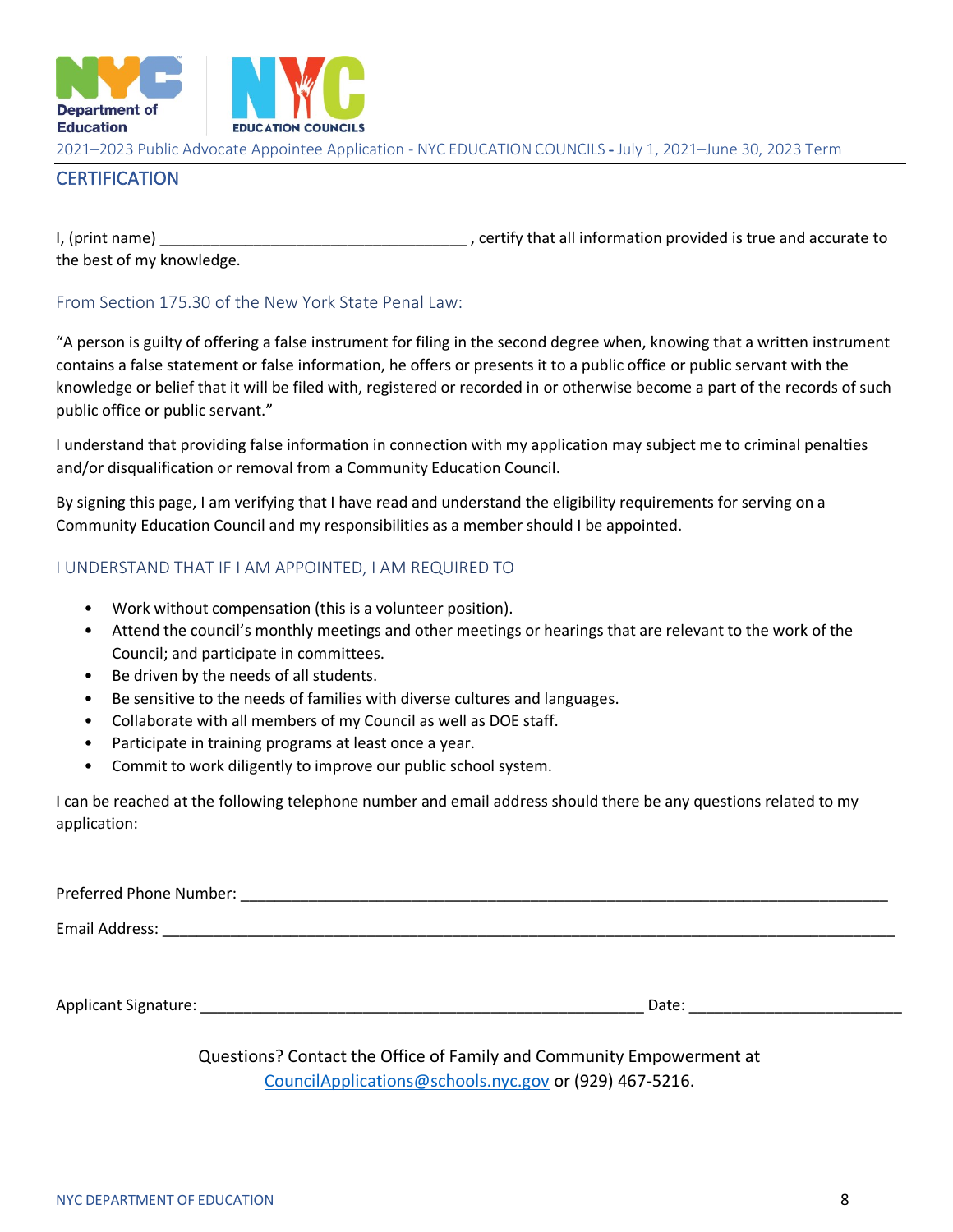2021–2023 Public Advocate Appointee Application - NYC EDUCATION COUNCILS - July 1, 2021–June 30, 2023 Term

## CERTIFICATION

I, (print name) ____________________________________ , certify that all information provided is true and accurate to the best of my knowledge.

### From Section 175.30 of the New York State Penal Law:

"A person is guilty of offering a false instrument for filing in the second degree when, knowing that a written instrument contains a false statement or false information, he offers or presents it to a public office or public servant with the knowledge or belief that it will be filed with, registered or recorded in or otherwise become a part of the records of such public office or public servant."

I understand that providing false information in connection with my application may subject me to criminal penalties and/or disqualification or removal from a Community Education Council.

By signing this page, I am verifying that I have read and understand the eligibility requirements for serving on a Community Education Council and my responsibilities as a member should I be appointed.

### I UNDERSTAND THAT IF I AM APPOINTED, I AM REQUIRED TO

- Work without compensation (this is a volunteer position).
- Attend the council's monthly meetings and other meetings or hearings that are relevant to the work of the Council; and participate in committees.
- Be driven by the needs of all students.
- Be sensitive to the needs of families with diverse cultures and languages.
- Collaborate with all members of my Council as well as DOE staff.
- Participate in training programs at least once a year.
- Commit to work diligently to improve our public school system.

I can be reached at the following telephone number and email address should there be any questions related to my application:

Preferred Phone Number: ____________________________________________________________________________

Email Address: ____________________________________________________________________________________

Applicant Signature: ___________________________________________________ Date: ________________________

Questions? Contact the Office of Family and Community Empowerment at CouncilApplications@schools.nyc.gov or (929) 467-5216.